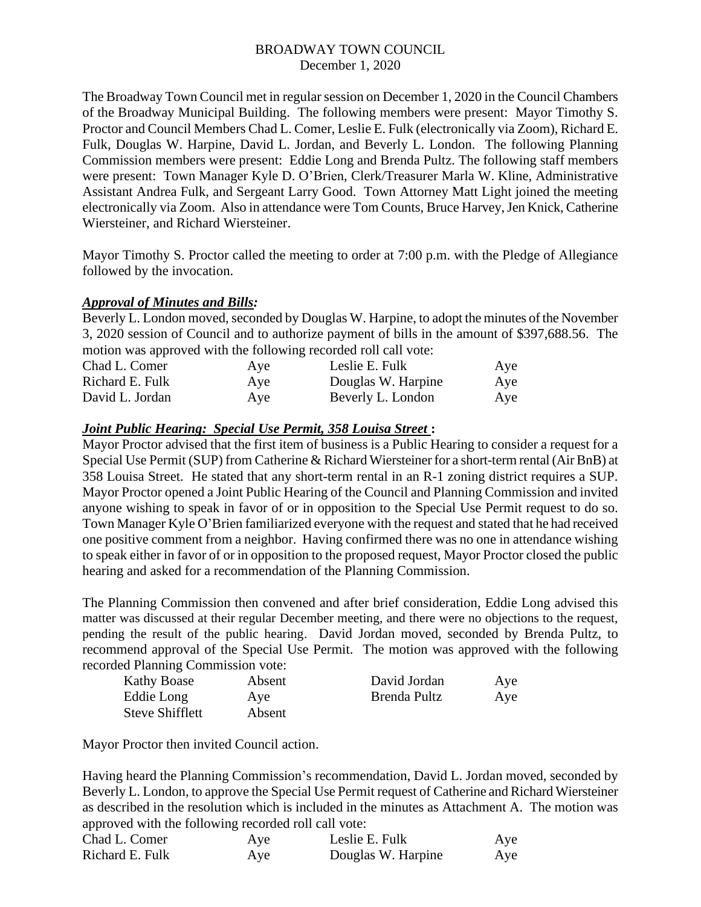# BROADWAY TOWN COUNCIL
December 1, 2020

The Broadway Town Council met in regular session on December 1, 2020 in the Council Chambers of the Broadway Municipal Building. The following members were present: Mayor Timothy S. Proctor and Council Members Chad L. Comer, Leslie E. Fulk (electronically via Zoom), Richard E. Fulk, Douglas W. Harpine, David L. Jordan, and Beverly L. London. The following Planning Commission members were present: Eddie Long and Brenda Pultz. The following staff members were present: Town Manager Kyle D. O'Brien, Clerk/Treasurer Marla W. Kline, Administrative Assistant Andrea Fulk, and Sergeant Larry Good. Town Attorney Matt Light joined the meeting electronically via Zoom. Also in attendance were Tom Counts, Bruce Harvey, Jen Knick, Catherine Wiersteiner, and Richard Wiersteiner.

Mayor Timothy S. Proctor called the meeting to order at 7:00 p.m. with the Pledge of Allegiance followed by the invocation.

***Approval of Minutes and Bills:***

Beverly L. London moved, seconded by Douglas W. Harpine, to adopt the minutes of the November 3, 2020 session of Council and to authorize payment of bills in the amount of $397,688.56. The motion was approved with the following recorded roll call vote:

| | | | |
|---|---|---|---|
| Chad L. Comer | Aye | Leslie E. Fulk | Aye |
| Richard E. Fulk | Aye | Douglas W. Harpine | Aye |
| David L. Jordan | Aye | Beverly L. London | Aye |

***Joint Public Hearing: Special Use Permit, 358 Louisa Street*** **:**

Mayor Proctor advised that the first item of business is a Public Hearing to consider a request for a Special Use Permit (SUP) from Catherine & Richard Wiersteiner for a short-term rental (Air BnB) at 358 Louisa Street. He stated that any short-term rental in an R-1 zoning district requires a SUP. Mayor Proctor opened a Joint Public Hearing of the Council and Planning Commission and invited anyone wishing to speak in favor of or in opposition to the Special Use Permit request to do so. Town Manager Kyle O'Brien familiarized everyone with the request and stated that he had received one positive comment from a neighbor. Having confirmed there was no one in attendance wishing to speak either in favor of or in opposition to the proposed request, Mayor Proctor closed the public hearing and asked for a recommendation of the Planning Commission.

The Planning Commission then convened and after brief consideration, Eddie Long advised this matter was discussed at their regular December meeting, and there were no objections to the request, pending the result of the public hearing. David Jordan moved, seconded by Brenda Pultz, to recommend approval of the Special Use Permit. The motion was approved with the following recorded Planning Commission vote:

| | | | |
|---|---|---|---|
| Kathy Boase | Absent | David Jordan | Aye |
| Eddie Long | Aye | Brenda Pultz | Aye |
| Steve Shifflett | Absent | | |

Mayor Proctor then invited Council action.

Having heard the Planning Commission's recommendation, David L. Jordan moved, seconded by Beverly L. London, to approve the Special Use Permit request of Catherine and Richard Wiersteiner as described in the resolution which is included in the minutes as Attachment A. The motion was approved with the following recorded roll call vote:

| | | | |
|---|---|---|---|
| Chad L. Comer | Aye | Leslie E. Fulk | Aye |
| Richard E. Fulk | Aye | Douglas W. Harpine | Aye |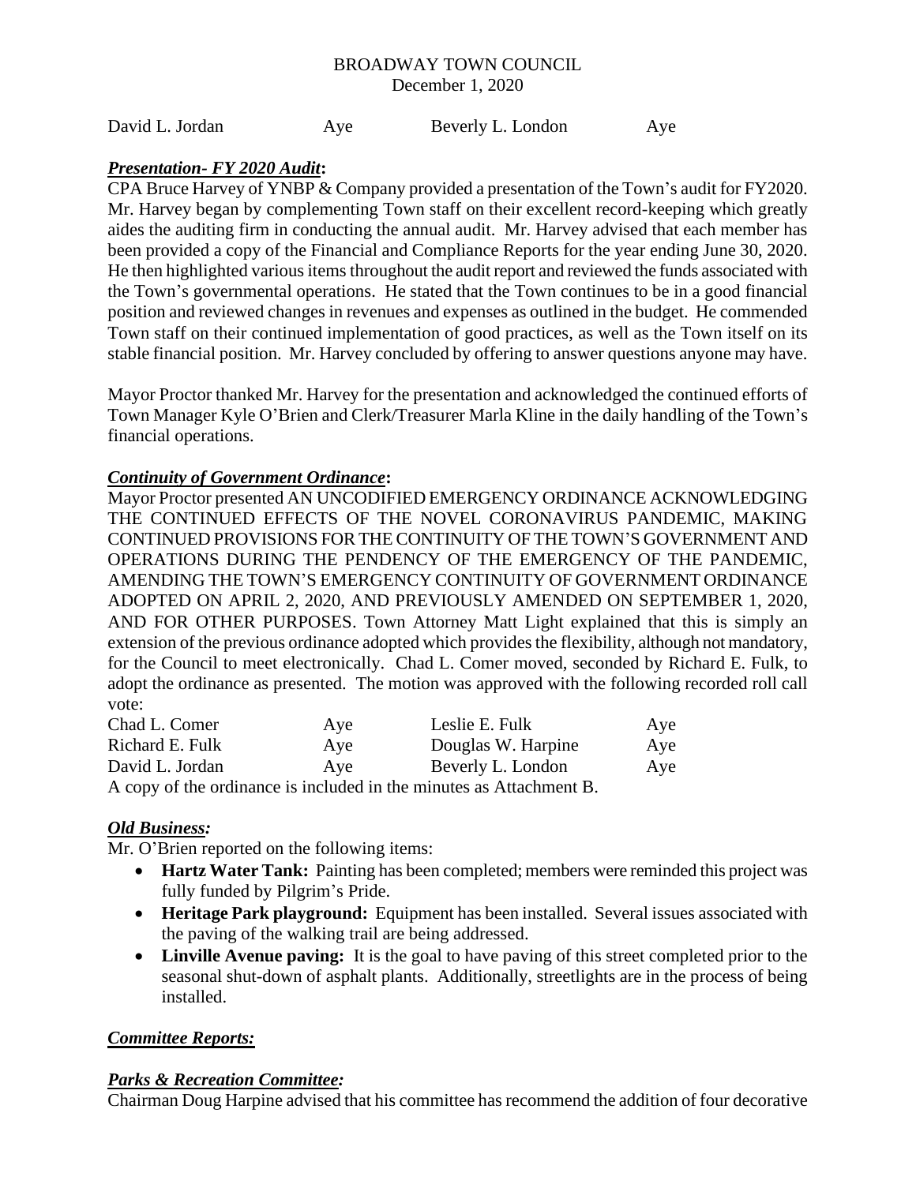| David L. Jordan | Aye | Beverly L. London | Aye |
|---|---|---|---|

***Presentation- FY 2020 Audit*:**

CPA Bruce Harvey of YNBP & Company provided a presentation of the Town's audit for FY2020. Mr. Harvey began by complementing Town staff on their excellent record-keeping which greatly aides the auditing firm in conducting the annual audit. Mr. Harvey advised that each member has been provided a copy of the Financial and Compliance Reports for the year ending June 30, 2020. He then highlighted various items throughout the audit report and reviewed the funds associated with the Town's governmental operations. He stated that the Town continues to be in a good financial position and reviewed changes in revenues and expenses as outlined in the budget. He commended Town staff on their continued implementation of good practices, as well as the Town itself on its stable financial position. Mr. Harvey concluded by offering to answer questions anyone may have.

Mayor Proctor thanked Mr. Harvey for the presentation and acknowledged the continued efforts of Town Manager Kyle O'Brien and Clerk/Treasurer Marla Kline in the daily handling of the Town's financial operations.

***Continuity of Government Ordinance*:**

Mayor Proctor presented AN UNCODIFIED EMERGENCY ORDINANCE ACKNOWLEDGING THE CONTINUED EFFECTS OF THE NOVEL CORONAVIRUS PANDEMIC, MAKING CONTINUED PROVISIONS FOR THE CONTINUITY OF THE TOWN'S GOVERNMENT AND OPERATIONS DURING THE PENDENCY OF THE EMERGENCY OF THE PANDEMIC, AMENDING THE TOWN'S EMERGENCY CONTINUITY OF GOVERNMENT ORDINANCE ADOPTED ON APRIL 2, 2020, AND PREVIOUSLY AMENDED ON SEPTEMBER 1, 2020, AND FOR OTHER PURPOSES. Town Attorney Matt Light explained that this is simply an extension of the previous ordinance adopted which provides the flexibility, although not mandatory, for the Council to meet electronically. Chad L. Comer moved, seconded by Richard E. Fulk, to adopt the ordinance as presented. The motion was approved with the following recorded roll call vote:

| Chad L. Comer | Aye | Leslie E. Fulk | Aye |
|---|---|---|---|
| Richard E. Fulk | Aye | Douglas W. Harpine | Aye |
| David L. Jordan | Aye | Beverly L. London | Aye |

A copy of the ordinance is included in the minutes as Attachment B.

***Old Business:***

Mr. O'Brien reported on the following items:

- **Hartz Water Tank:** Painting has been completed; members were reminded this project was fully funded by Pilgrim's Pride.
- **Heritage Park playground:** Equipment has been installed. Several issues associated with the paving of the walking trail are being addressed.
- **Linville Avenue paving:** It is the goal to have paving of this street completed prior to the seasonal shut-down of asphalt plants. Additionally, streetlights are in the process of being installed.

***Committee Reports:***

***Parks & Recreation Committee:***

Chairman Doug Harpine advised that his committee has recommend the addition of four decorative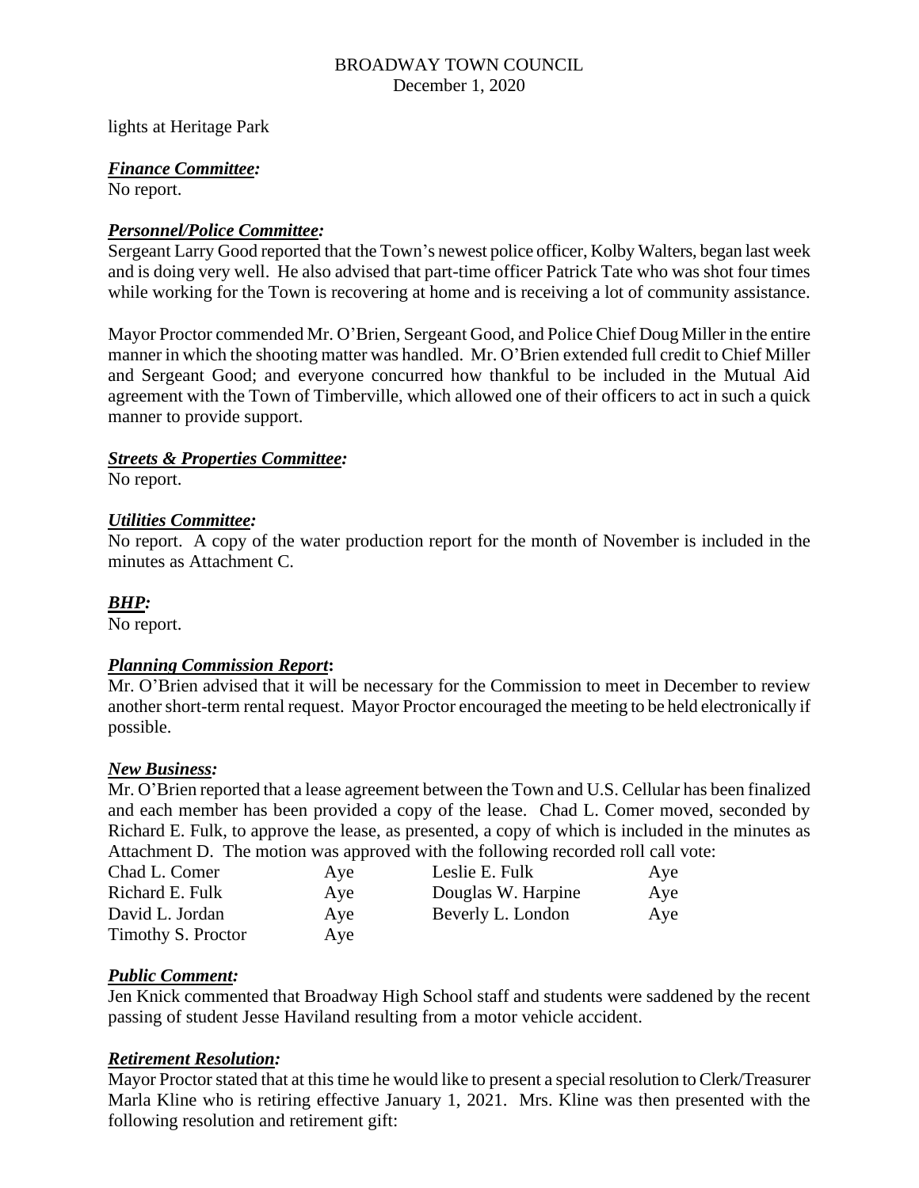lights at Heritage Park

***Finance Committee:***
No report.

***Personnel/Police Committee:***
Sergeant Larry Good reported that the Town's newest police officer, Kolby Walters, began last week and is doing very well. He also advised that part-time officer Patrick Tate who was shot four times while working for the Town is recovering at home and is receiving a lot of community assistance.

Mayor Proctor commended Mr. O'Brien, Sergeant Good, and Police Chief Doug Miller in the entire manner in which the shooting matter was handled. Mr. O'Brien extended full credit to Chief Miller and Sergeant Good; and everyone concurred how thankful to be included in the Mutual Aid agreement with the Town of Timberville, which allowed one of their officers to act in such a quick manner to provide support.

***Streets & Properties Committee:***
No report.

***Utilities Committee:***
No report. A copy of the water production report for the month of November is included in the minutes as Attachment C.

***BHP:***
No report.

***Planning Commission Report*:**
Mr. O'Brien advised that it will be necessary for the Commission to meet in December to review another short-term rental request. Mayor Proctor encouraged the meeting to be held electronically if possible.

***New Business:***
Mr. O'Brien reported that a lease agreement between the Town and U.S. Cellular has been finalized and each member has been provided a copy of the lease. Chad L. Comer moved, seconded by Richard E. Fulk, to approve the lease, as presented, a copy of which is included in the minutes as Attachment D. The motion was approved with the following recorded roll call vote:

| | | | |
|---|---|---|---|
| Chad L. Comer | Aye | Leslie E. Fulk | Aye |
| Richard E. Fulk | Aye | Douglas W. Harpine | Aye |
| David L. Jordan | Aye | Beverly L. London | Aye |
| Timothy S. Proctor | Aye | | |

***Public Comment:***
Jen Knick commented that Broadway High School staff and students were saddened by the recent passing of student Jesse Haviland resulting from a motor vehicle accident.

***Retirement Resolution:***
Mayor Proctor stated that at this time he would like to present a special resolution to Clerk/Treasurer Marla Kline who is retiring effective January 1, 2021. Mrs. Kline was then presented with the following resolution and retirement gift: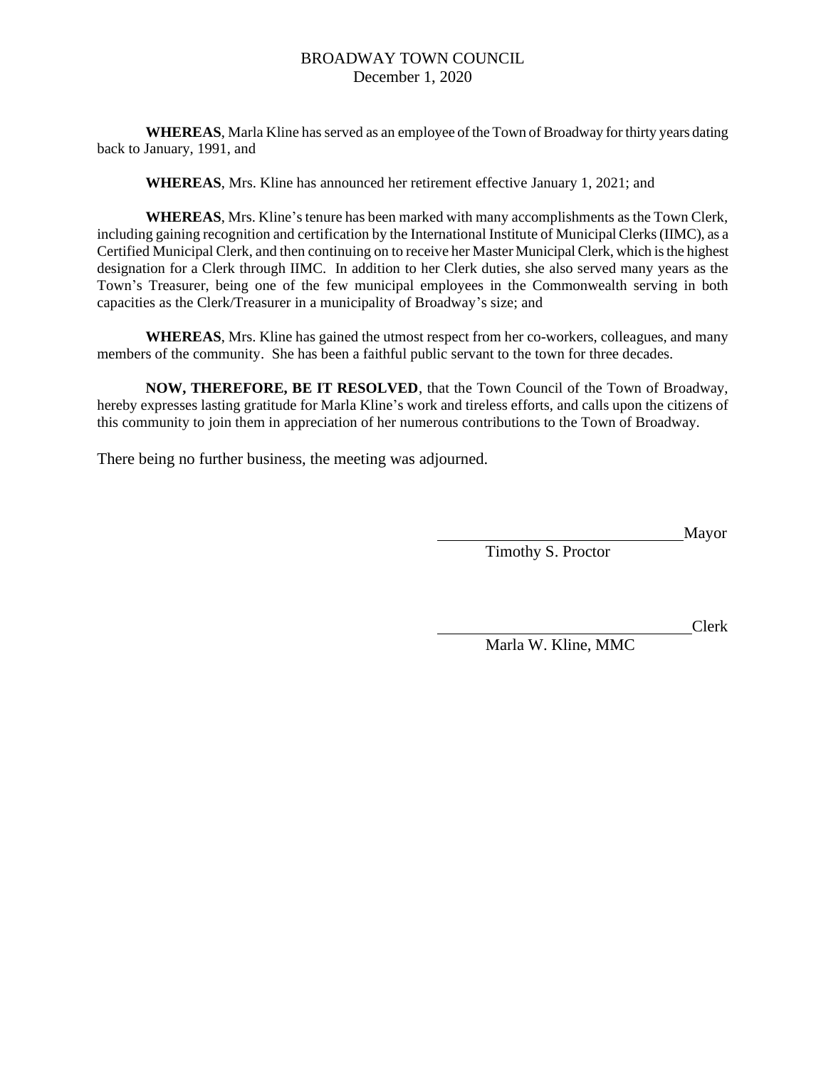BROADWAY TOWN COUNCIL
December 1, 2020

**WHEREAS**, Marla Kline has served as an employee of the Town of Broadway for thirty years dating back to January, 1991, and

**WHEREAS**, Mrs. Kline has announced her retirement effective January 1, 2021; and

**WHEREAS**, Mrs. Kline's tenure has been marked with many accomplishments as the Town Clerk, including gaining recognition and certification by the International Institute of Municipal Clerks (IIMC), as a Certified Municipal Clerk, and then continuing on to receive her Master Municipal Clerk, which is the highest designation for a Clerk through IIMC. In addition to her Clerk duties, she also served many years as the Town's Treasurer, being one of the few municipal employees in the Commonwealth serving in both capacities as the Clerk/Treasurer in a municipality of Broadway's size; and

**WHEREAS**, Mrs. Kline has gained the utmost respect from her co-workers, colleagues, and many members of the community. She has been a faithful public servant to the town for three decades.

**NOW, THEREFORE, BE IT RESOLVED**, that the Town Council of the Town of Broadway, hereby expresses lasting gratitude for Marla Kline's work and tireless efforts, and calls upon the citizens of this community to join them in appreciation of her numerous contributions to the Town of Broadway.

There being no further business, the meeting was adjourned.

\_\_\_\_\_\_\_\_\_\_\_\_\_\_\_\_\_\_\_\_\_\_\_\_\_\_\_\_\_\_Mayor
Timothy S. Proctor

\_\_\_\_\_\_\_\_\_\_\_\_\_\_\_\_\_\_\_\_\_\_\_\_\_\_\_\_\_\_Clerk
Marla W. Kline, MMC